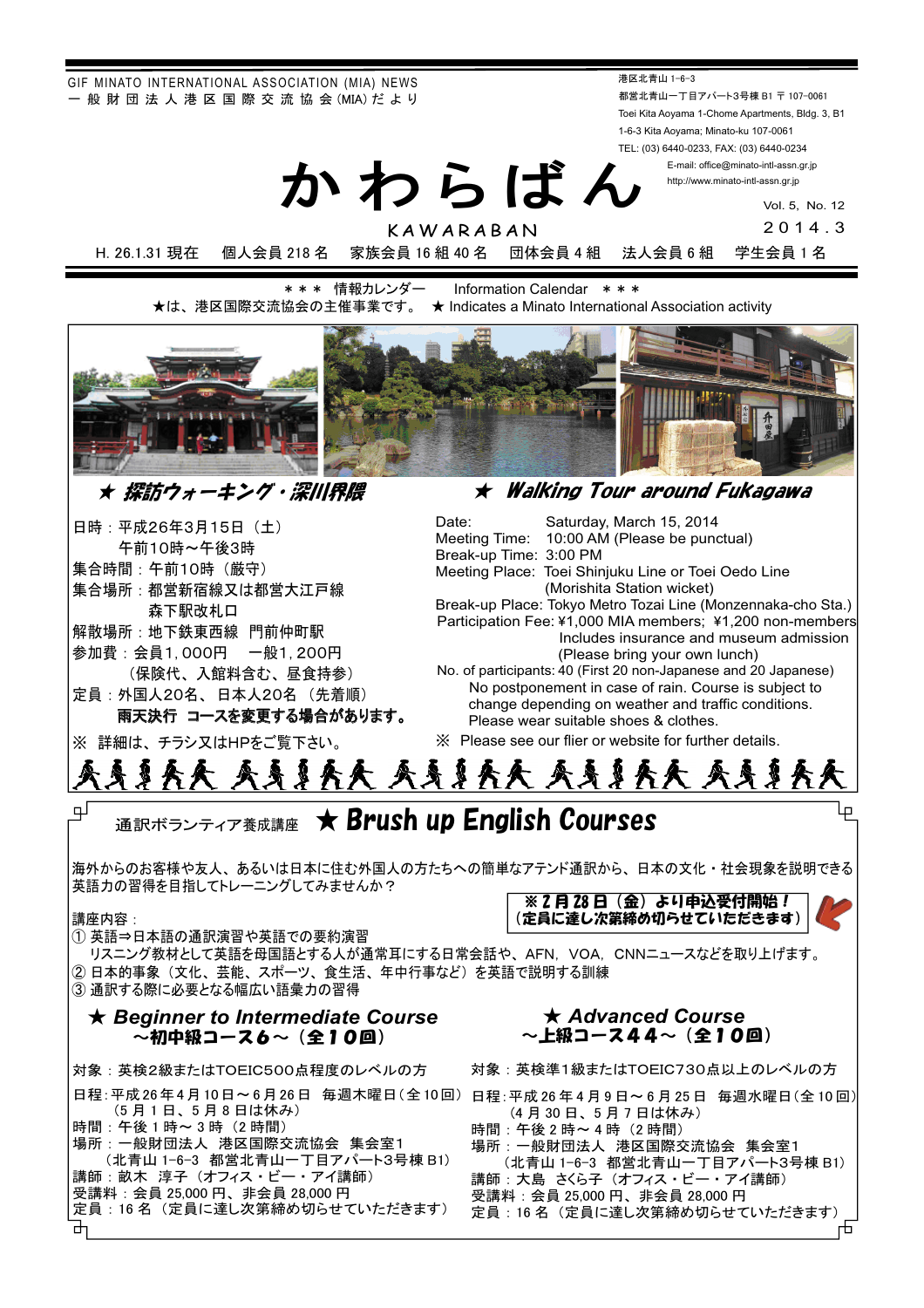GIF MINATO INTERNATIONAL ASSOCIATION (MIA) NEWS
一 般 財 団 法 人 港 区 国 際 交 流 協 会 (MIA) だ よ り

港区北青山 1-6-3
都営北青山一丁目アパート3号棟 B1 〒 107-0061
Toei Kita Aoyama 1-Chome Apartments, Bldg. 3, B1
1-6-3 Kita Aoyama; Minato-ku 107-0061
TEL: (03) 6440-0233, FAX: (03) 6440-0234
E-mail: office@minato-intl-assn.gr.jp
http://www.minato-intl-assn.gr.jp

# かわらばん

KAWARABAN

Vol. 5, No. 12
2014.3

H. 26.1.31 現在　個人会員 218 名　家族会員 16 組 40 名　団体会員 4 組　法人会員 6 組　学生会員 1 名

＊＊＊ 情報カレンダー　Information Calendar ＊＊＊

★は、港区国際交流協会の主催事業です。 ★ Indicates a Minato International Association activity

## ★ 探訪ウォーキング・深川界隈

日時：平成26年3月15日（土）
午前10時～午後3時
集合時間：午前10時（厳守）
集合場所：都営新宿線又は都営大江戸線
森下駅改札口
解散場所：地下鉄東西線　門前仲町駅
参加費：会員1,000円　一般1,200円
（保険代、入館料含む、昼食持参）
定員：外国人20名、日本人20名（先着順）
**雨天決行　コースを変更する場合があります。**

※ 詳細は、チラシ又はHPをご覧下さい。

## ★ Walking Tour around Fukagawa

Date: Saturday, March 15, 2014
Meeting Time: 10:00 AM (Please be punctual)
Break-up Time: 3:00 PM
Meeting Place: Toei Shinjuku Line or Toei Oedo Line (Morishita Station wicket)
Break-up Place: Tokyo Metro Tozai Line (Monzennaka-cho Sta.)
Participation Fee: ¥1,000 MIA members; ¥1,200 non-members
Includes insurance and museum admission
(Please bring your own lunch)
No. of participants: 40 (First 20 non-Japanese and 20 Japanese)
No postponement in case of rain. Course is subject to change depending on weather and traffic conditions.
Please wear suitable shoes & clothes.

※ Please see our flier or website for further details.

## 通訳ボランティア養成講座 ★ Brush up English Courses

海外からのお客様や友人、あるいは日本に住む外国人の方たちへの簡単なアテンド通訳から、日本の文化・社会現象を説明できる英語力の習得を目指してトレーニングしてみませんか？

**※ 2 月 28 日（金）より申込受付開始！**
**（定員に達し次第締め切らせていただきます）**

講座内容：
① 英語⇒日本語の通訳演習や英語での要約演習
リスニング教材として英語を母国語とする人が通常耳にする日常会話や、AFN，VOA，CNNニュースなどを取り上げます。
② 日本的事象（文化、芸能、スポーツ、食生活、年中行事など）を英語で説明する訓練
③ 通訳する際に必要となる幅広い語彙力の習得

### ★ Beginner to Intermediate Course
### ～初中級コース6～（全10回）

対象：英検2級またはTOEIC500点程度のレベルの方
日程：平成 26 年 4 月 10 日～6 月 26 日　毎週木曜日（全 10 回）
（5 月 1 日、5 月 8 日は休み）
時間：午後 1 時～ 3 時（2 時間）
場所：一般財団法人　港区国際交流協会　集会室1
（北青山 1-6-3　都営北青山一丁目アパート3号棟 B1）
講師：畝木　淳子（オフィス・ビー・アイ講師）
受講料：会員 25,000 円、非会員 28,000 円
定員：16 名（定員に達し次第締め切らせていただきます）

### ★ Advanced Course
### ～上級コース44～（全10回）

対象：英検準1級またはTOEIC730点以上のレベルの方
日程：平成 26 年 4 月 9 日～6 月 25 日　毎週水曜日（全 10 回）
（4 月 30 日、5 月 7 日は休み）
時間：午後 2 時～ 4 時（2 時間）
場所：一般財団法人　港区国際交流協会　集会室1
（北青山 1-6-3　都営北青山一丁目アパート3号棟 B1）
講師：大島　さくら子（オフィス・ビー・アイ講師）
受講料：会員 25,000 円、非会員 28,000 円
定員：16 名（定員に達し次第締め切らせていただきます）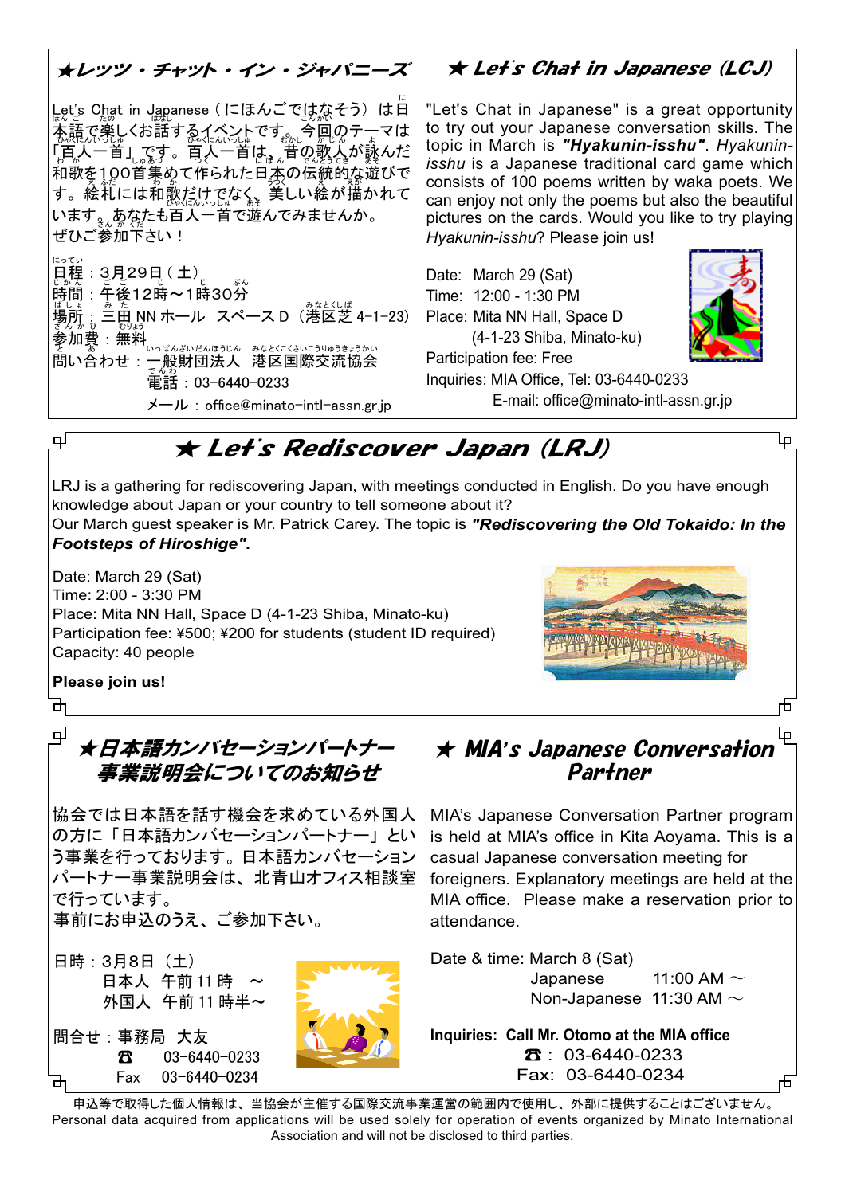## ★レッツ・チャット・イン・ジャパニーズ

Let's Chat in Japanese（にほんごではなそう）は日本語で楽しくお話するイベントです。今回のテーマは「百人一首」です。百人一首は、昔の歌人が詠んだ和歌を100首集めて作られた日本の伝統的な遊びです。絵札には和歌だけでなく、美しい絵が描かれています。あなたも百人一首で遊んでみませんか。ぜひご参加下さい！

日程：3月29日（土）
時間：午後12時～1時30分
場所：三田 NN ホール　スペース D（港区芝 4-1-23）
参加費：無料
問い合わせ：一般財団法人　港区国際交流協会
電話：03-6440-0233
メール：office@minato-intl-assn.gr.jp

## ★ Let's Chat in Japanese (LCJ)

"Let's Chat in Japanese" is a great opportunity to try out your Japanese conversation skills. The topic in March is ***"Hyakunin-isshu"***. *Hyakunin-isshu* is a Japanese traditional card game which consists of 100 poems written by waka poets. We can enjoy not only the poems but also the beautiful pictures on the cards. Would you like to try playing *Hyakunin-isshu*? Please join us!

Date: March 29 (Sat)
Time: 12:00 - 1:30 PM
Place: Mita NN Hall, Space D
(4-1-23 Shiba, Minato-ku)
Participation fee: Free
Inquiries: MIA Office, Tel: 03-6440-0233
E-mail: office@minato-intl-assn.gr.jp

## ★ Let's Rediscover Japan (LRJ)

LRJ is a gathering for rediscovering Japan, with meetings conducted in English. Do you have enough knowledge about Japan or your country to tell someone about it?
Our March guest speaker is Mr. Patrick Carey. The topic is ***"Rediscovering the Old Tokaido: In the Footsteps of Hiroshige".***

Date: March 29 (Sat)
Time: 2:00 - 3:30 PM
Place: Mita NN Hall, Space D (4-1-23 Shiba, Minato-ku)
Participation fee: ¥500; ¥200 for students (student ID required)
Capacity: 40 people

**Please join us!**

## ★日本語カンバセーションパートナー事業説明会についてのお知らせ

協会では日本語を話す機会を求めている外国人の方に「日本語カンバセーションパートナー」という事業を行っております。日本語カンバセーションパートナー事業説明会は、北青山オフィス相談室で行っています。
事前にお申込のうえ、ご参加下さい。

日時：3月8日（土）
日本人　午前 11 時　～
外国人　午前 11 時半～

問合せ：事務局　大友
☎　03-6440-0233
Fax　03-6440-0234

## ★ MIA's Japanese Conversation Partner

MIA's Japanese Conversation Partner program is held at MIA's office in Kita Aoyama. This is a casual Japanese conversation meeting for foreigners. Explanatory meetings are held at the MIA office. Please make a reservation prior to attendance.

Date & time: March 8 (Sat)
Japanese　11:00 AM ～
Non-Japanese　11:30 AM ～

**Inquiries: Call Mr. Otomo at the MIA office**
☎：03-6440-0233
Fax: 03-6440-0234

申込等で取得した個人情報は、当協会が主催する国際交流事業運営の範囲内で使用し、外部に提供することはございません。
Personal data acquired from applications will be used solely for operation of events organized by Minato International Association and will not be disclosed to third parties.